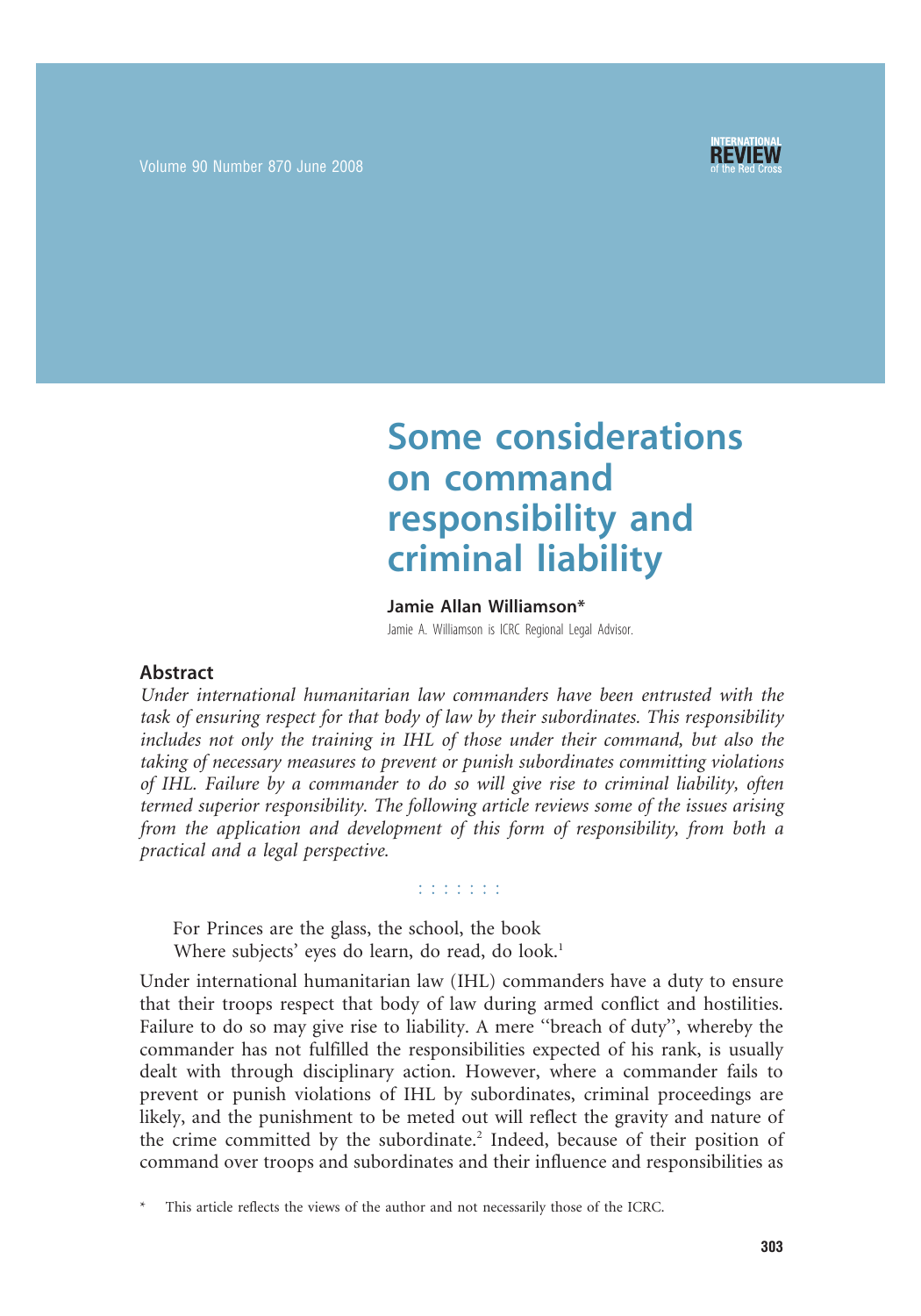# Some considerations on command responsibility and criminal liability

**Jamie Allan Williamson***

Jamie A. Williamson is ICRC Regional Legal Advisor.

## Abstract

*Under international humanitarian law commanders have been entrusted with the task of ensuring respect for that body of law by their subordinates. This responsibility includes not only the training in IHL of those under their command, but also the taking of necessary measures to prevent or punish subordinates committing violations of IHL. Failure by a commander to do so will give rise to criminal liability, often termed superior responsibility. The following article reviews some of the issues arising from the application and development of this form of responsibility, from both a practical and a legal perspective.*

> For Princes are the glass, the school, the book
> Where subjects' eyes do learn, do read, do look.[1]

Under international humanitarian law (IHL) commanders have a duty to ensure that their troops respect that body of law during armed conflict and hostilities. Failure to do so may give rise to liability. A mere "breach of duty", whereby the commander has not fulfilled the responsibilities expected of his rank, is usually dealt with through disciplinary action. However, where a commander fails to prevent or punish violations of IHL by subordinates, criminal proceedings are likely, and the punishment to be meted out will reflect the gravity and nature of the crime committed by the subordinate.[2] Indeed, because of their position of command over troops and subordinates and their influence and responsibilities as

\* This article reflects the views of the author and not necessarily those of the ICRC.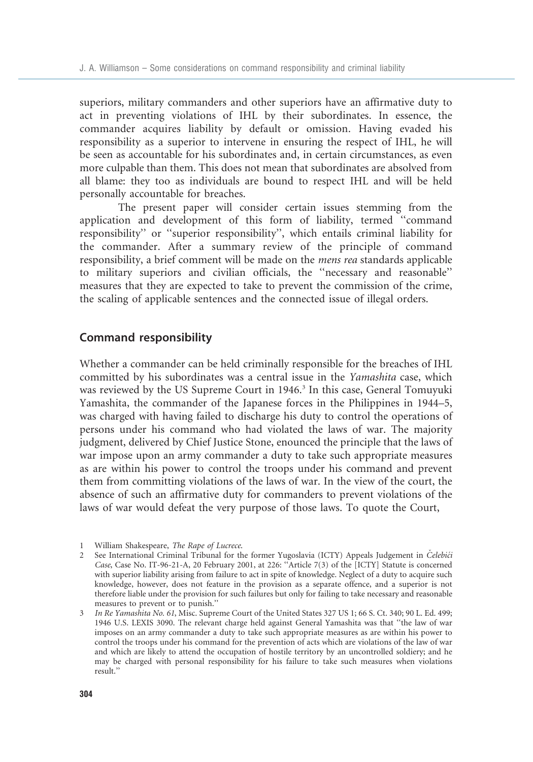superiors, military commanders and other superiors have an affirmative duty to act in preventing violations of IHL by their subordinates. In essence, the commander acquires liability by default or omission. Having evaded his responsibility as a superior to intervene in ensuring the respect of IHL, he will be seen as accountable for his subordinates and, in certain circumstances, as even more culpable than them. This does not mean that subordinates are absolved from all blame: they too as individuals are bound to respect IHL and will be held personally accountable for breaches.

The present paper will consider certain issues stemming from the application and development of this form of liability, termed "command responsibility" or "superior responsibility", which entails criminal liability for the commander. After a summary review of the principle of command responsibility, a brief comment will be made on the *mens rea* standards applicable to military superiors and civilian officials, the "necessary and reasonable" measures that they are expected to take to prevent the commission of the crime, the scaling of applicable sentences and the connected issue of illegal orders.

## Command responsibility

Whether a commander can be held criminally responsible for the breaches of IHL committed by his subordinates was a central issue in the *Yamashita* case, which was reviewed by the US Supreme Court in 1946.[3] In this case, General Tomuyuki Yamashita, the commander of the Japanese forces in the Philippines in 1944–5, was charged with having failed to discharge his duty to control the operations of persons under his command who had violated the laws of war. The majority judgment, delivered by Chief Justice Stone, enounced the principle that the laws of war impose upon an army commander a duty to take such appropriate measures as are within his power to control the troops under his command and prevent them from committing violations of the laws of war. In the view of the court, the absence of such an affirmative duty for commanders to prevent violations of the laws of war would defeat the very purpose of those laws. To quote the Court,

---

1 William Shakespeare, *The Rape of Lucrece*.

2 See International Criminal Tribunal for the former Yugoslavia (ICTY) Appeals Judgement in *Čelebići Case*, Case No. IT-96-21-A, 20 February 2001, at 226: "Article 7(3) of the [ICTY] Statute is concerned with superior liability arising from failure to act in spite of knowledge. Neglect of a duty to acquire such knowledge, however, does not feature in the provision as a separate offence, and a superior is not therefore liable under the provision for such failures but only for failing to take necessary and reasonable measures to prevent or to punish."

3 *In Re Yamashita No. 61*, Misc. Supreme Court of the United States 327 US 1; 66 S. Ct. 340; 90 L. Ed. 499; 1946 U.S. LEXIS 3090. The relevant charge held against General Yamashita was that "the law of war imposes on an army commander a duty to take such appropriate measures as are within his power to control the troops under his command for the prevention of acts which are violations of the law of war and which are likely to attend the occupation of hostile territory by an uncontrolled soldiery; and he may be charged with personal responsibility for his failure to take such measures when violations result."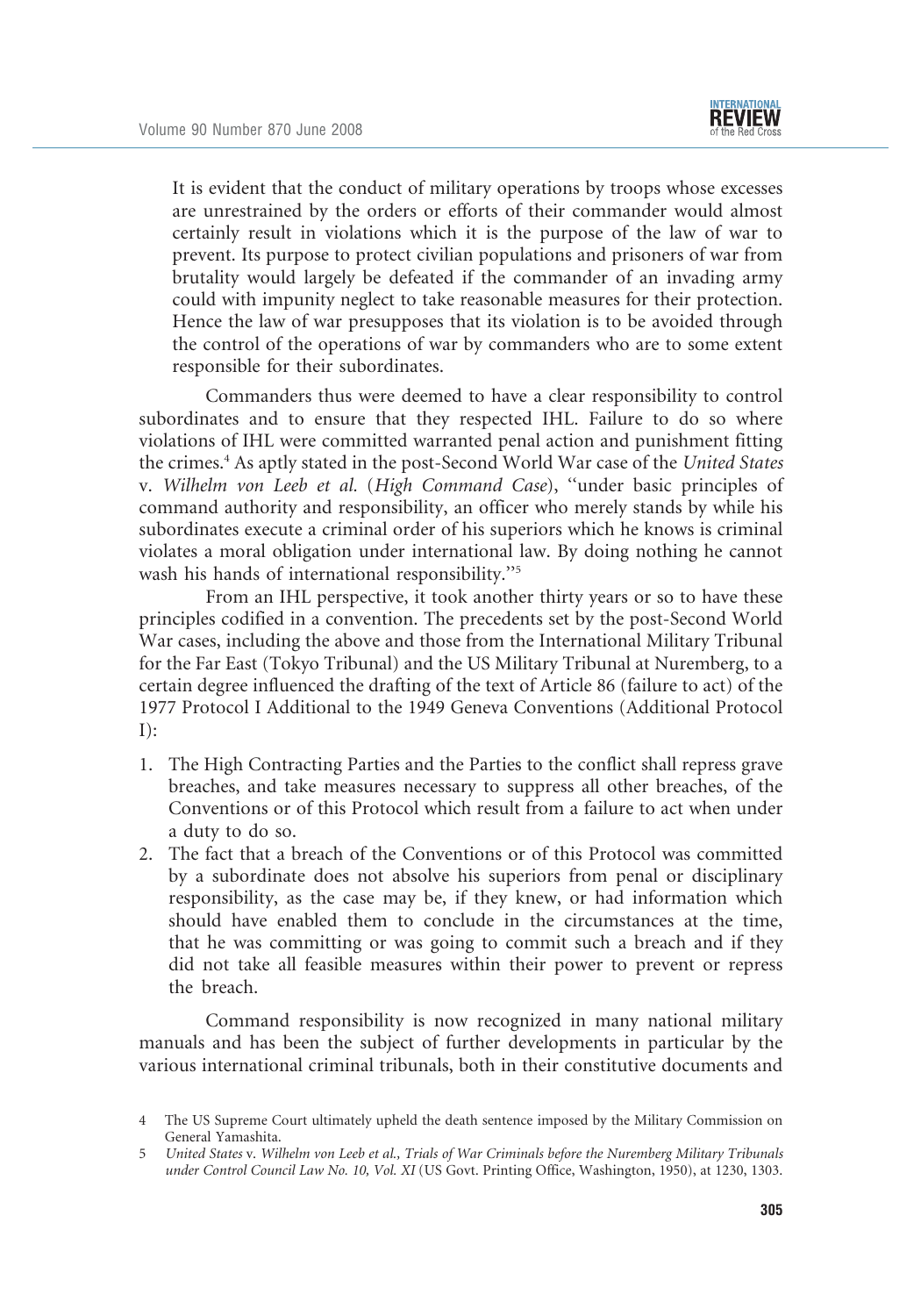> It is evident that the conduct of military operations by troops whose excesses are unrestrained by the orders or efforts of their commander would almost certainly result in violations which it is the purpose of the law of war to prevent. Its purpose to protect civilian populations and prisoners of war from brutality would largely be defeated if the commander of an invading army could with impunity neglect to take reasonable measures for their protection. Hence the law of war presupposes that its violation is to be avoided through the control of the operations of war by commanders who are to some extent responsible for their subordinates.

Commanders thus were deemed to have a clear responsibility to control subordinates and to ensure that they respected IHL. Failure to do so where violations of IHL were committed warranted penal action and punishment fitting the crimes.[4] As aptly stated in the post-Second World War case of the *United States* v. *Wilhelm von Leeb et al.* (*High Command Case*), ''under basic principles of command authority and responsibility, an officer who merely stands by while his subordinates execute a criminal order of his superiors which he knows is criminal violates a moral obligation under international law. By doing nothing he cannot wash his hands of international responsibility.''[5]

From an IHL perspective, it took another thirty years or so to have these principles codified in a convention. The precedents set by the post-Second World War cases, including the above and those from the International Military Tribunal for the Far East (Tokyo Tribunal) and the US Military Tribunal at Nuremberg, to a certain degree influenced the drafting of the text of Article 86 (failure to act) of the 1977 Protocol I Additional to the 1949 Geneva Conventions (Additional Protocol I):

1. The High Contracting Parties and the Parties to the conflict shall repress grave breaches, and take measures necessary to suppress all other breaches, of the Conventions or of this Protocol which result from a failure to act when under a duty to do so.
2. The fact that a breach of the Conventions or of this Protocol was committed by a subordinate does not absolve his superiors from penal or disciplinary responsibility, as the case may be, if they knew, or had information which should have enabled them to conclude in the circumstances at the time, that he was committing or was going to commit such a breach and if they did not take all feasible measures within their power to prevent or repress the breach.

Command responsibility is now recognized in many national military manuals and has been the subject of further developments in particular by the various international criminal tribunals, both in their constitutive documents and

---

4 The US Supreme Court ultimately upheld the death sentence imposed by the Military Commission on General Yamashita.

5 *United States* v. *Wilhelm von Leeb et al., Trials of War Criminals before the Nuremberg Military Tribunals under Control Council Law No. 10, Vol. XI* (US Govt. Printing Office, Washington, 1950), at 1230, 1303.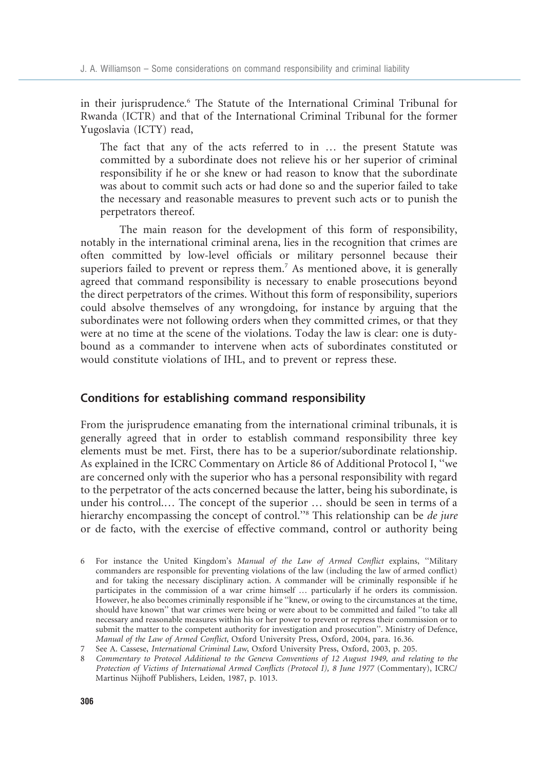in their jurisprudence.[6] The Statute of the International Criminal Tribunal for Rwanda (ICTR) and that of the International Criminal Tribunal for the former Yugoslavia (ICTY) read,

> The fact that any of the acts referred to in … the present Statute was committed by a subordinate does not relieve his or her superior of criminal responsibility if he or she knew or had reason to know that the subordinate was about to commit such acts or had done so and the superior failed to take the necessary and reasonable measures to prevent such acts or to punish the perpetrators thereof.

The main reason for the development of this form of responsibility, notably in the international criminal arena, lies in the recognition that crimes are often committed by low-level officials or military personnel because their superiors failed to prevent or repress them.[7] As mentioned above, it is generally agreed that command responsibility is necessary to enable prosecutions beyond the direct perpetrators of the crimes. Without this form of responsibility, superiors could absolve themselves of any wrongdoing, for instance by arguing that the subordinates were not following orders when they committed crimes, or that they were at no time at the scene of the violations. Today the law is clear: one is duty-bound as a commander to intervene when acts of subordinates constituted or would constitute violations of IHL, and to prevent or repress these.

## Conditions for establishing command responsibility

From the jurisprudence emanating from the international criminal tribunals, it is generally agreed that in order to establish command responsibility three key elements must be met. First, there has to be a superior/subordinate relationship. As explained in the ICRC Commentary on Article 86 of Additional Protocol I, "we are concerned only with the superior who has a personal responsibility with regard to the perpetrator of the acts concerned because the latter, being his subordinate, is under his control.… The concept of the superior … should be seen in terms of a hierarchy encompassing the concept of control."[8] This relationship can be *de jure* or de facto, with the exercise of effective command, control or authority being

---

6 For instance the United Kingdom's *Manual of the Law of Armed Conflict* explains, "Military commanders are responsible for preventing violations of the law (including the law of armed conflict) and for taking the necessary disciplinary action. A commander will be criminally responsible if he participates in the commission of a war crime himself … particularly if he orders its commission. However, he also becomes criminally responsible if he "knew, or owing to the circumstances at the time, should have known" that war crimes were being or were about to be committed and failed "to take all necessary and reasonable measures within his or her power to prevent or repress their commission or to submit the matter to the competent authority for investigation and prosecution". Ministry of Defence, *Manual of the Law of Armed Conflict*, Oxford University Press, Oxford, 2004, para. 16.36.

7 See A. Cassese, *International Criminal Law*, Oxford University Press, Oxford, 2003, p. 205.

8 *Commentary to Protocol Additional to the Geneva Conventions of 12 August 1949, and relating to the Protection of Victims of International Armed Conflicts (Protocol I), 8 June 1977* (Commentary), ICRC/Martinus Nijhoff Publishers, Leiden, 1987, p. 1013.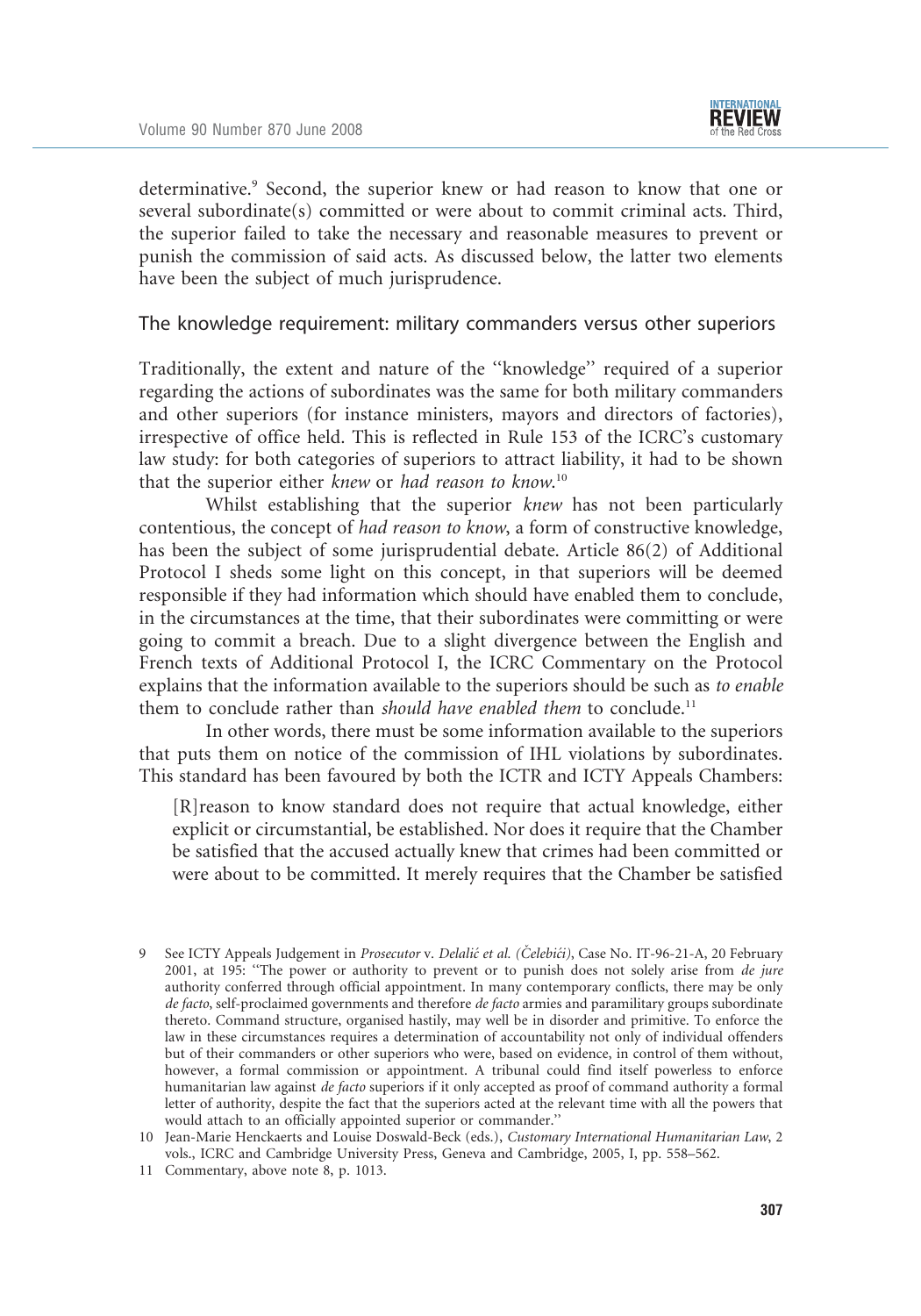determinative.[9] Second, the superior knew or had reason to know that one or several subordinate(s) committed or were about to commit criminal acts. Third, the superior failed to take the necessary and reasonable measures to prevent or punish the commission of said acts. As discussed below, the latter two elements have been the subject of much jurisprudence.

## The knowledge requirement: military commanders versus other superiors

Traditionally, the extent and nature of the "knowledge" required of a superior regarding the actions of subordinates was the same for both military commanders and other superiors (for instance ministers, mayors and directors of factories), irrespective of office held. This is reflected in Rule 153 of the ICRC's customary law study: for both categories of superiors to attract liability, it had to be shown that the superior either *knew* or *had reason to know*.[10]

Whilst establishing that the superior *knew* has not been particularly contentious, the concept of *had reason to know*, a form of constructive knowledge, has been the subject of some jurisprudential debate. Article 86(2) of Additional Protocol I sheds some light on this concept, in that superiors will be deemed responsible if they had information which should have enabled them to conclude, in the circumstances at the time, that their subordinates were committing or were going to commit a breach. Due to a slight divergence between the English and French texts of Additional Protocol I, the ICRC Commentary on the Protocol explains that the information available to the superiors should be such as *to enable* them to conclude rather than *should have enabled them* to conclude.[11]

In other words, there must be some information available to the superiors that puts them on notice of the commission of IHL violations by subordinates. This standard has been favoured by both the ICTR and ICTY Appeals Chambers:

> [R]reason to know standard does not require that actual knowledge, either explicit or circumstantial, be established. Nor does it require that the Chamber be satisfied that the accused actually knew that crimes had been committed or were about to be committed. It merely requires that the Chamber be satisfied

---

9 See ICTY Appeals Judgement in *Prosecutor* v. *Delalić et al. (Čelebići)*, Case No. IT-96-21-A, 20 February 2001, at 195: "The power or authority to prevent or to punish does not solely arise from *de jure* authority conferred through official appointment. In many contemporary conflicts, there may be only *de facto*, self-proclaimed governments and therefore *de facto* armies and paramilitary groups subordinate thereto. Command structure, organised hastily, may well be in disorder and primitive. To enforce the law in these circumstances requires a determination of accountability not only of individual offenders but of their commanders or other superiors who were, based on evidence, in control of them without, however, a formal commission or appointment. A tribunal could find itself powerless to enforce humanitarian law against *de facto* superiors if it only accepted as proof of command authority a formal letter of authority, despite the fact that the superiors acted at the relevant time with all the powers that would attach to an officially appointed superior or commander."

10 Jean-Marie Henckaerts and Louise Doswald-Beck (eds.), *Customary International Humanitarian Law*, 2 vols., ICRC and Cambridge University Press, Geneva and Cambridge, 2005, I, pp. 558–562.

11 Commentary, above note 8, p. 1013.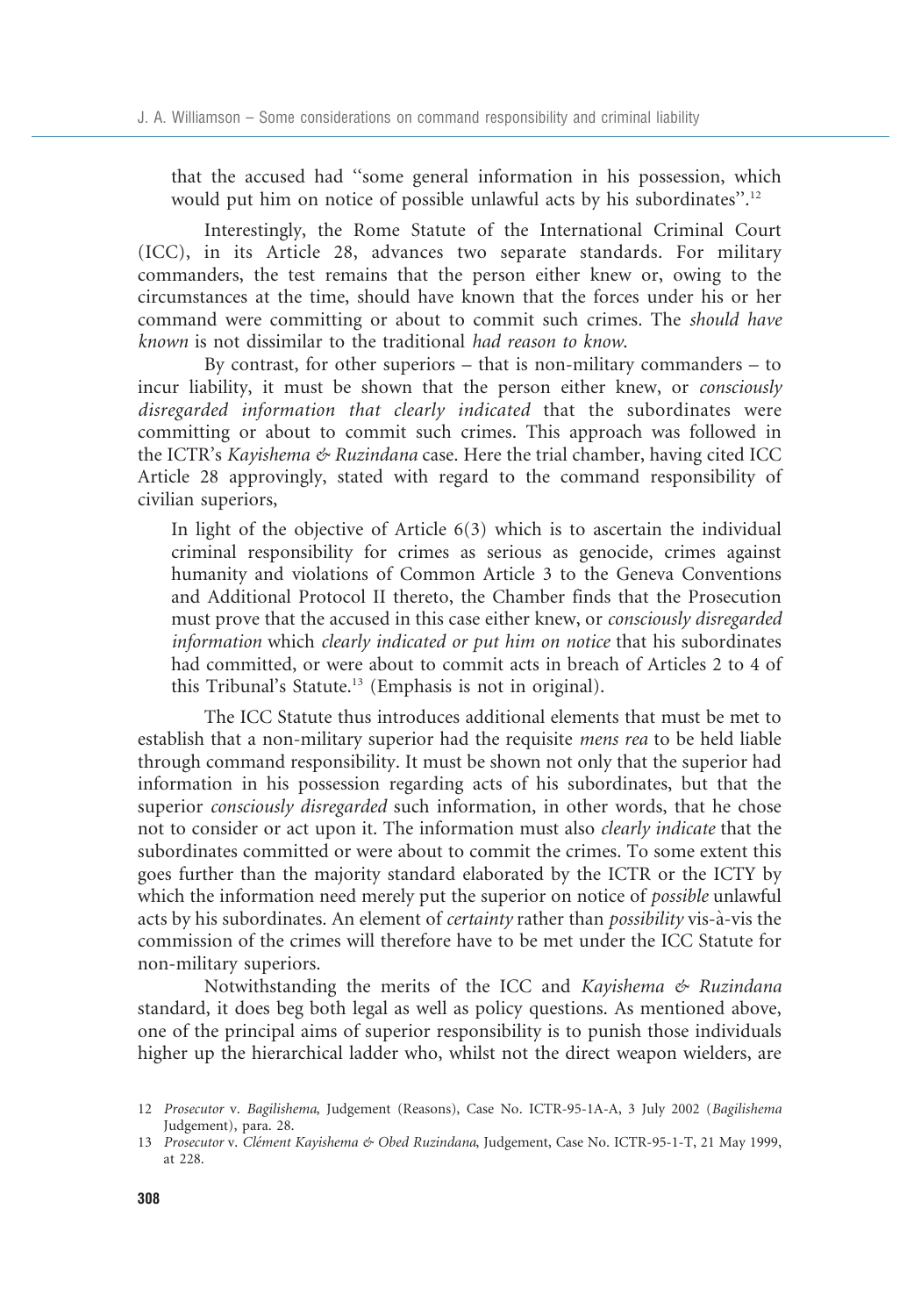that the accused had "some general information in his possession, which would put him on notice of possible unlawful acts by his subordinates".[12]

Interestingly, the Rome Statute of the International Criminal Court (ICC), in its Article 28, advances two separate standards. For military commanders, the test remains that the person either knew or, owing to the circumstances at the time, should have known that the forces under his or her command were committing or about to commit such crimes. The *should have known* is not dissimilar to the traditional *had reason to know*.

By contrast, for other superiors – that is non-military commanders – to incur liability, it must be shown that the person either knew, or *consciously disregarded information that clearly indicated* that the subordinates were committing or about to commit such crimes. This approach was followed in the ICTR's *Kayishema & Ruzindana* case. Here the trial chamber, having cited ICC Article 28 approvingly, stated with regard to the command responsibility of civilian superiors,

> In light of the objective of Article 6(3) which is to ascertain the individual criminal responsibility for crimes as serious as genocide, crimes against humanity and violations of Common Article 3 to the Geneva Conventions and Additional Protocol II thereto, the Chamber finds that the Prosecution must prove that the accused in this case either knew, or *consciously disregarded information* which *clearly indicated or put him on notice* that his subordinates had committed, or were about to commit acts in breach of Articles 2 to 4 of this Tribunal's Statute.[13] (Emphasis is not in original).

The ICC Statute thus introduces additional elements that must be met to establish that a non-military superior had the requisite *mens rea* to be held liable through command responsibility. It must be shown not only that the superior had information in his possession regarding acts of his subordinates, but that the superior *consciously disregarded* such information, in other words, that he chose not to consider or act upon it. The information must also *clearly indicate* that the subordinates committed or were about to commit the crimes. To some extent this goes further than the majority standard elaborated by the ICTR or the ICTY by which the information need merely put the superior on notice of *possible* unlawful acts by his subordinates. An element of *certainty* rather than *possibility* vis-à-vis the commission of the crimes will therefore have to be met under the ICC Statute for non-military superiors.

Notwithstanding the merits of the ICC and *Kayishema & Ruzindana* standard, it does beg both legal as well as policy questions. As mentioned above, one of the principal aims of superior responsibility is to punish those individuals higher up the hierarchical ladder who, whilst not the direct weapon wielders, are

---

12 *Prosecutor* v. *Bagilishema*, Judgement (Reasons), Case No. ICTR-95-1A-A, 3 July 2002 (*Bagilishema* Judgement), para. 28.

13 *Prosecutor* v. *Clément Kayishema & Obed Ruzindana*, Judgement, Case No. ICTR-95-1-T, 21 May 1999, at 228.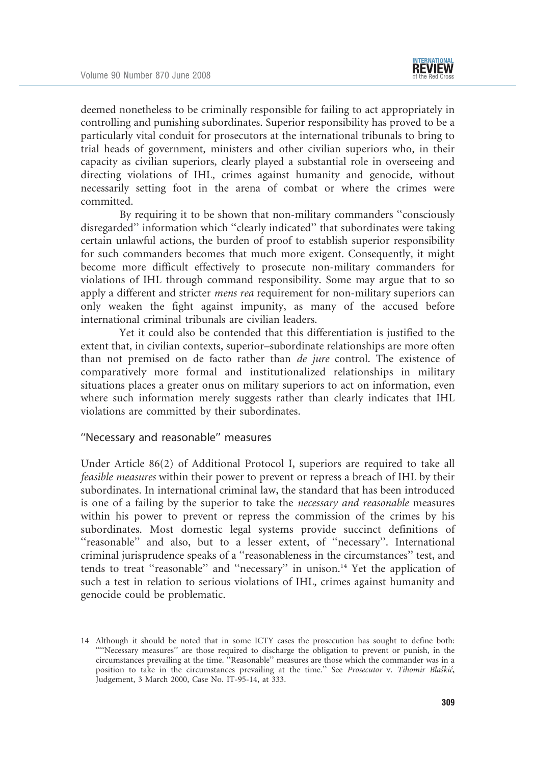deemed nonetheless to be criminally responsible for failing to act appropriately in controlling and punishing subordinates. Superior responsibility has proved to be a particularly vital conduit for prosecutors at the international tribunals to bring to trial heads of government, ministers and other civilian superiors who, in their capacity as civilian superiors, clearly played a substantial role in overseeing and directing violations of IHL, crimes against humanity and genocide, without necessarily setting foot in the arena of combat or where the crimes were committed.

By requiring it to be shown that non-military commanders "consciously disregarded" information which "clearly indicated" that subordinates were taking certain unlawful actions, the burden of proof to establish superior responsibility for such commanders becomes that much more exigent. Consequently, it might become more difficult effectively to prosecute non-military commanders for violations of IHL through command responsibility. Some may argue that to so apply a different and stricter *mens rea* requirement for non-military superiors can only weaken the fight against impunity, as many of the accused before international criminal tribunals are civilian leaders.

Yet it could also be contended that this differentiation is justified to the extent that, in civilian contexts, superior–subordinate relationships are more often than not premised on de facto rather than *de jure* control. The existence of comparatively more formal and institutionalized relationships in military situations places a greater onus on military superiors to act on information, even where such information merely suggests rather than clearly indicates that IHL violations are committed by their subordinates.

### "Necessary and reasonable" measures

Under Article 86(2) of Additional Protocol I, superiors are required to take all *feasible measures* within their power to prevent or repress a breach of IHL by their subordinates. In international criminal law, the standard that has been introduced is one of a failing by the superior to take the *necessary and reasonable* measures within his power to prevent or repress the commission of the crimes by his subordinates. Most domestic legal systems provide succinct definitions of "reasonable" and also, but to a lesser extent, of "necessary". International criminal jurisprudence speaks of a "reasonableness in the circumstances" test, and tends to treat "reasonable" and "necessary" in unison.[14] Yet the application of such a test in relation to serious violations of IHL, crimes against humanity and genocide could be problematic.

14 Although it should be noted that in some ICTY cases the prosecution has sought to define both: ""Necessary measures" are those required to discharge the obligation to prevent or punish, in the circumstances prevailing at the time. "Reasonable" measures are those which the commander was in a position to take in the circumstances prevailing at the time." See *Prosecutor* v. *Tihomir Blaškić*, Judgement, 3 March 2000, Case No. IT-95-14, at 333.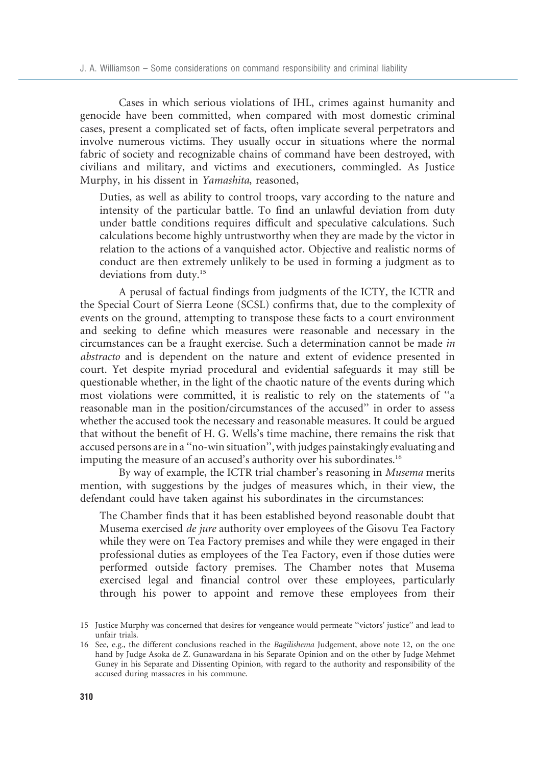Cases in which serious violations of IHL, crimes against humanity and genocide have been committed, when compared with most domestic criminal cases, present a complicated set of facts, often implicate several perpetrators and involve numerous victims. They usually occur in situations where the normal fabric of society and recognizable chains of command have been destroyed, with civilians and military, and victims and executioners, commingled. As Justice Murphy, in his dissent in *Yamashita*, reasoned,

> Duties, as well as ability to control troops, vary according to the nature and intensity of the particular battle. To find an unlawful deviation from duty under battle conditions requires difficult and speculative calculations. Such calculations become highly untrustworthy when they are made by the victor in relation to the actions of a vanquished actor. Objective and realistic norms of conduct are then extremely unlikely to be used in forming a judgment as to deviations from duty.[15]

A perusal of factual findings from judgments of the ICTY, the ICTR and the Special Court of Sierra Leone (SCSL) confirms that, due to the complexity of events on the ground, attempting to transpose these facts to a court environment and seeking to define which measures were reasonable and necessary in the circumstances can be a fraught exercise. Such a determination cannot be made *in abstracto* and is dependent on the nature and extent of evidence presented in court. Yet despite myriad procedural and evidential safeguards it may still be questionable whether, in the light of the chaotic nature of the events during which most violations were committed, it is realistic to rely on the statements of "a reasonable man in the position/circumstances of the accused" in order to assess whether the accused took the necessary and reasonable measures. It could be argued that without the benefit of H. G. Wells's time machine, there remains the risk that accused persons are in a "no-win situation", with judges painstakingly evaluating and imputing the measure of an accused's authority over his subordinates.[16]

By way of example, the ICTR trial chamber's reasoning in *Musema* merits mention, with suggestions by the judges of measures which, in their view, the defendant could have taken against his subordinates in the circumstances:

> The Chamber finds that it has been established beyond reasonable doubt that Musema exercised *de jure* authority over employees of the Gisovu Tea Factory while they were on Tea Factory premises and while they were engaged in their professional duties as employees of the Tea Factory, even if those duties were performed outside factory premises. The Chamber notes that Musema exercised legal and financial control over these employees, particularly through his power to appoint and remove these employees from their

---

15 Justice Murphy was concerned that desires for vengeance would permeate "victors' justice" and lead to unfair trials.

16 See, e.g., the different conclusions reached in the *Bagilishema* Judgement, above note 12, on the one hand by Judge Asoka de Z. Gunawardana in his Separate Opinion and on the other by Judge Mehmet Guney in his Separate and Dissenting Opinion, with regard to the authority and responsibility of the accused during massacres in his commune.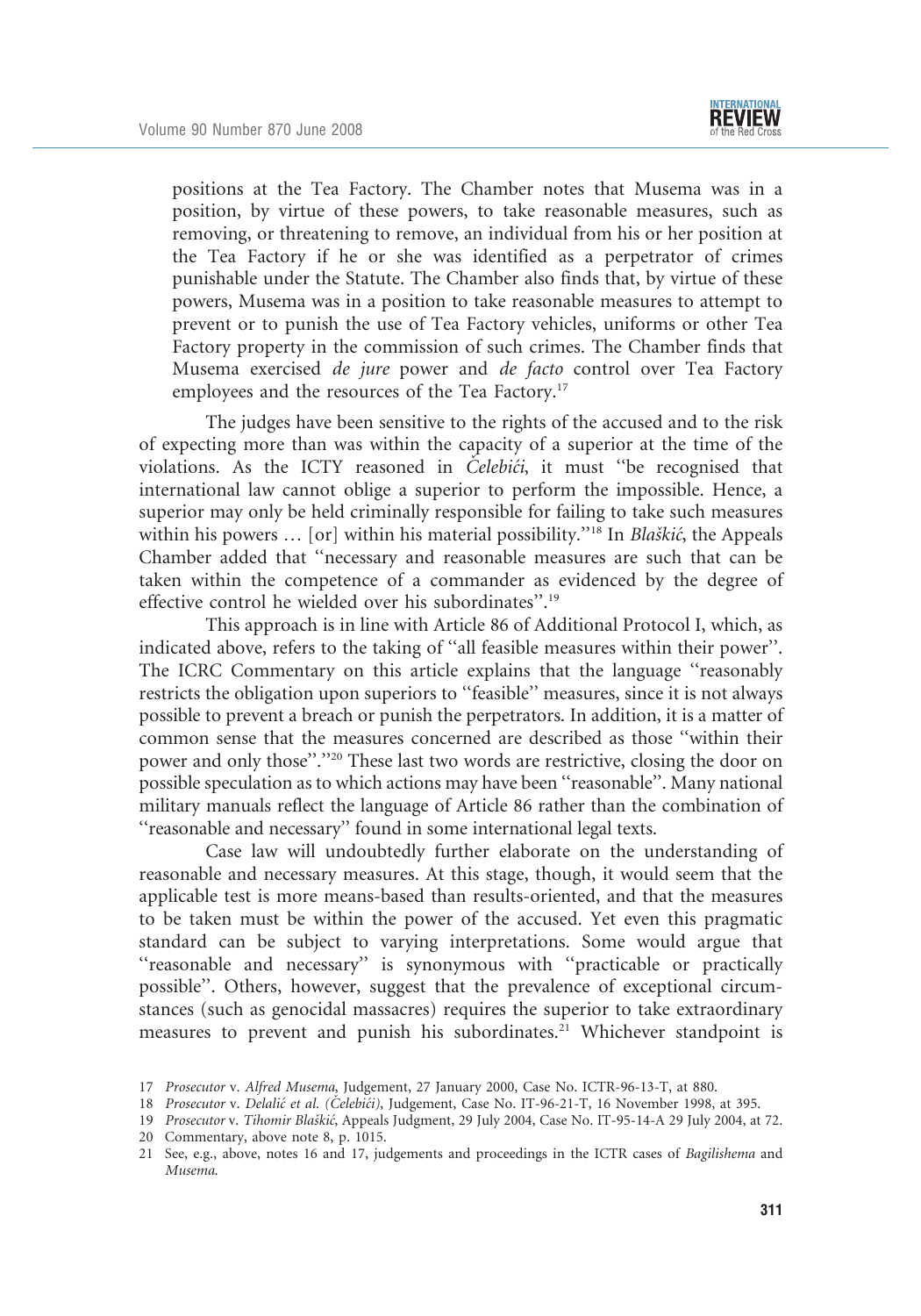positions at the Tea Factory. The Chamber notes that Musema was in a position, by virtue of these powers, to take reasonable measures, such as removing, or threatening to remove, an individual from his or her position at the Tea Factory if he or she was identified as a perpetrator of crimes punishable under the Statute. The Chamber also finds that, by virtue of these powers, Musema was in a position to take reasonable measures to attempt to prevent or to punish the use of Tea Factory vehicles, uniforms or other Tea Factory property in the commission of such crimes. The Chamber finds that Musema exercised *de jure* power and *de facto* control over Tea Factory employees and the resources of the Tea Factory.[17]

The judges have been sensitive to the rights of the accused and to the risk of expecting more than was within the capacity of a superior at the time of the violations. As the ICTY reasoned in *Čelebići*, it must "be recognised that international law cannot oblige a superior to perform the impossible. Hence, a superior may only be held criminally responsible for failing to take such measures within his powers … [or] within his material possibility."[18] In *Blaškić*, the Appeals Chamber added that "necessary and reasonable measures are such that can be taken within the competence of a commander as evidenced by the degree of effective control he wielded over his subordinates".[19]

This approach is in line with Article 86 of Additional Protocol I, which, as indicated above, refers to the taking of "all feasible measures within their power". The ICRC Commentary on this article explains that the language "reasonably restricts the obligation upon superiors to "feasible" measures, since it is not always possible to prevent a breach or punish the perpetrators. In addition, it is a matter of common sense that the measures concerned are described as those "within their power and only those"."[20] These last two words are restrictive, closing the door on possible speculation as to which actions may have been "reasonable". Many national military manuals reflect the language of Article 86 rather than the combination of "reasonable and necessary" found in some international legal texts.

Case law will undoubtedly further elaborate on the understanding of reasonable and necessary measures. At this stage, though, it would seem that the applicable test is more means-based than results-oriented, and that the measures to be taken must be within the power of the accused. Yet even this pragmatic standard can be subject to varying interpretations. Some would argue that "reasonable and necessary" is synonymous with "practicable or practically possible". Others, however, suggest that the prevalence of exceptional circumstances (such as genocidal massacres) requires the superior to take extraordinary measures to prevent and punish his subordinates.[21] Whichever standpoint is

---

17 *Prosecutor* v. *Alfred Musema*, Judgement, 27 January 2000, Case No. ICTR-96-13-T, at 880.

18 *Prosecutor* v. *Delalić et al. (Čelebići)*, Judgement, Case No. IT-96-21-T, 16 November 1998, at 395.

19 *Prosecutor* v. *Tihomir Blaškić*, Appeals Judgment, 29 July 2004, Case No. IT-95-14-A 29 July 2004, at 72.

20 Commentary, above note 8, p. 1015.

21 See, e.g., above, notes 16 and 17, judgements and proceedings in the ICTR cases of *Bagilishema* and *Musema*.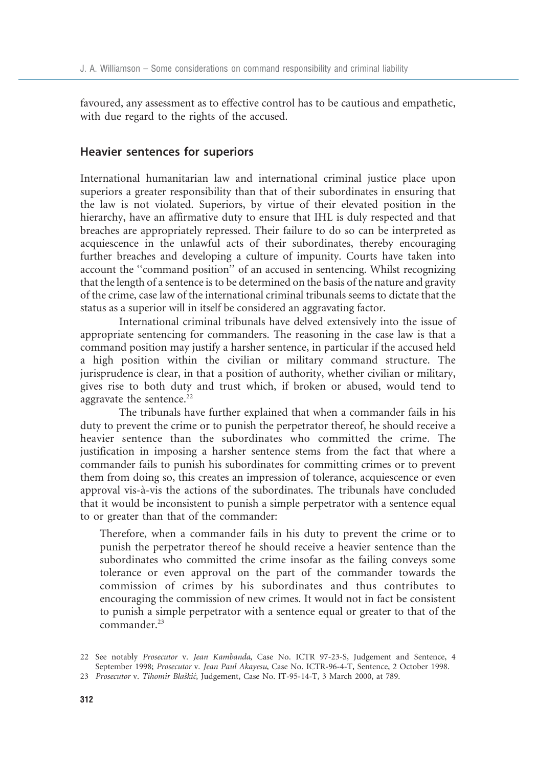favoured, any assessment as to effective control has to be cautious and empathetic, with due regard to the rights of the accused.

## Heavier sentences for superiors

International humanitarian law and international criminal justice place upon superiors a greater responsibility than that of their subordinates in ensuring that the law is not violated. Superiors, by virtue of their elevated position in the hierarchy, have an affirmative duty to ensure that IHL is duly respected and that breaches are appropriately repressed. Their failure to do so can be interpreted as acquiescence in the unlawful acts of their subordinates, thereby encouraging further breaches and developing a culture of impunity. Courts have taken into account the ''command position'' of an accused in sentencing. Whilst recognizing that the length of a sentence is to be determined on the basis of the nature and gravity of the crime, case law of the international criminal tribunals seems to dictate that the status as a superior will in itself be considered an aggravating factor.

International criminal tribunals have delved extensively into the issue of appropriate sentencing for commanders. The reasoning in the case law is that a command position may justify a harsher sentence, in particular if the accused held a high position within the civilian or military command structure. The jurisprudence is clear, in that a position of authority, whether civilian or military, gives rise to both duty and trust which, if broken or abused, would tend to aggravate the sentence.[22]

The tribunals have further explained that when a commander fails in his duty to prevent the crime or to punish the perpetrator thereof, he should receive a heavier sentence than the subordinates who committed the crime. The justification in imposing a harsher sentence stems from the fact that where a commander fails to punish his subordinates for committing crimes or to prevent them from doing so, this creates an impression of tolerance, acquiescence or even approval vis-à-vis the actions of the subordinates. The tribunals have concluded that it would be inconsistent to punish a simple perpetrator with a sentence equal to or greater than that of the commander:

> Therefore, when a commander fails in his duty to prevent the crime or to punish the perpetrator thereof he should receive a heavier sentence than the subordinates who committed the crime insofar as the failing conveys some tolerance or even approval on the part of the commander towards the commission of crimes by his subordinates and thus contributes to encouraging the commission of new crimes. It would not in fact be consistent to punish a simple perpetrator with a sentence equal or greater to that of the commander.[23]

22 See notably *Prosecutor* v. *Jean Kambanda*, Case No. ICTR 97-23-S, Judgement and Sentence, 4 September 1998; *Prosecutor* v. *Jean Paul Akayesu*, Case No. ICTR-96-4-T, Sentence, 2 October 1998.

23 *Prosecutor* v. *Tihomir Blaškić*, Judgement, Case No. IT-95-14-T, 3 March 2000, at 789.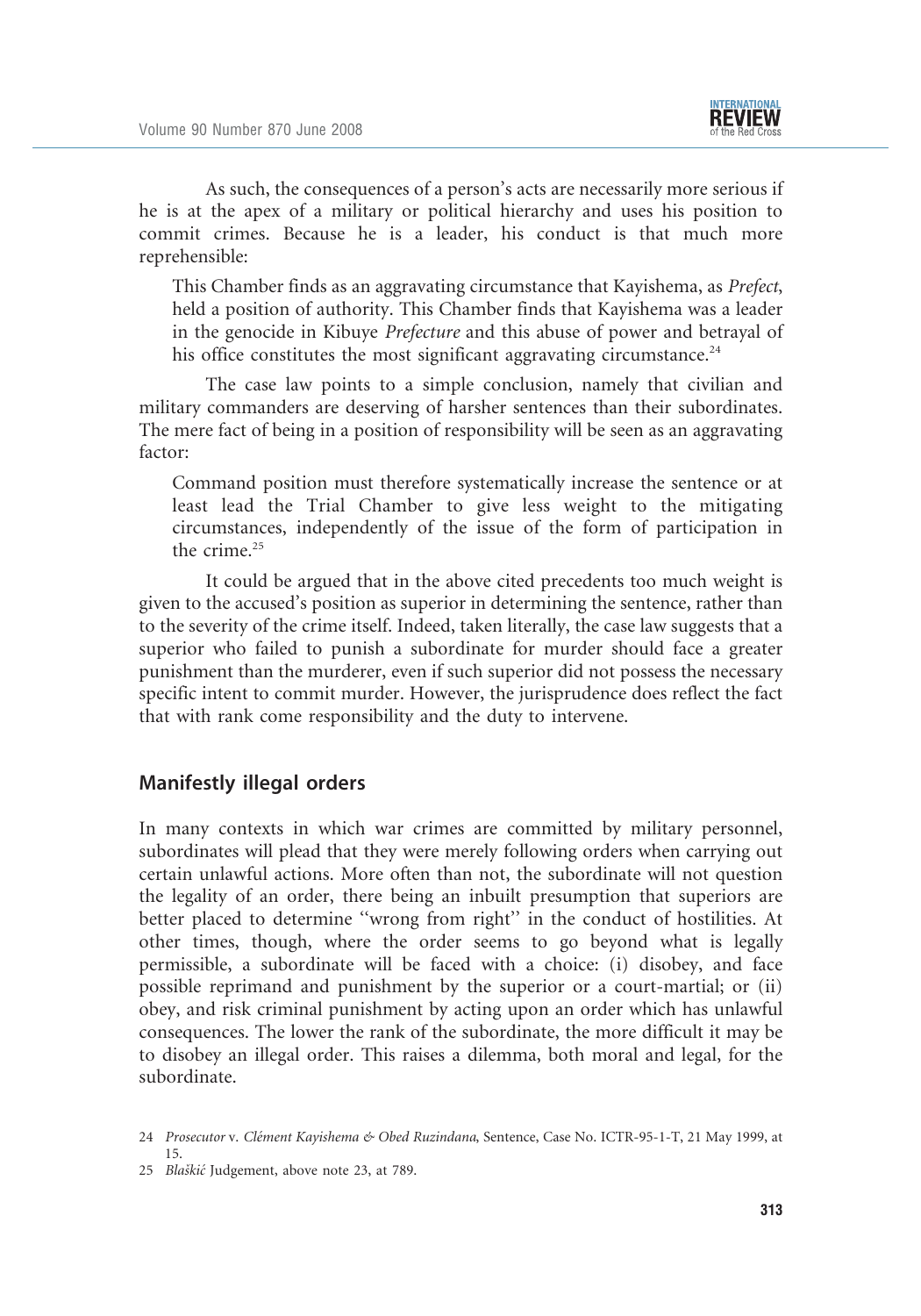As such, the consequences of a person's acts are necessarily more serious if he is at the apex of a military or political hierarchy and uses his position to commit crimes. Because he is a leader, his conduct is that much more reprehensible:

> This Chamber finds as an aggravating circumstance that Kayishema, as *Prefect*, held a position of authority. This Chamber finds that Kayishema was a leader in the genocide in Kibuye *Prefecture* and this abuse of power and betrayal of his office constitutes the most significant aggravating circumstance.[24]

The case law points to a simple conclusion, namely that civilian and military commanders are deserving of harsher sentences than their subordinates. The mere fact of being in a position of responsibility will be seen as an aggravating factor:

> Command position must therefore systematically increase the sentence or at least lead the Trial Chamber to give less weight to the mitigating circumstances, independently of the issue of the form of participation in the crime.[25]

It could be argued that in the above cited precedents too much weight is given to the accused's position as superior in determining the sentence, rather than to the severity of the crime itself. Indeed, taken literally, the case law suggests that a superior who failed to punish a subordinate for murder should face a greater punishment than the murderer, even if such superior did not possess the necessary specific intent to commit murder. However, the jurisprudence does reflect the fact that with rank come responsibility and the duty to intervene.

## Manifestly illegal orders

In many contexts in which war crimes are committed by military personnel, subordinates will plead that they were merely following orders when carrying out certain unlawful actions. More often than not, the subordinate will not question the legality of an order, there being an inbuilt presumption that superiors are better placed to determine ''wrong from right'' in the conduct of hostilities. At other times, though, where the order seems to go beyond what is legally permissible, a subordinate will be faced with a choice: (i) disobey, and face possible reprimand and punishment by the superior or a court-martial; or (ii) obey, and risk criminal punishment by acting upon an order which has unlawful consequences. The lower the rank of the subordinate, the more difficult it may be to disobey an illegal order. This raises a dilemma, both moral and legal, for the subordinate.

24 *Prosecutor* v. *Clément Kayishema & Obed Ruzindana*, Sentence, Case No. ICTR-95-1-T, 21 May 1999, at 15.

25 *Blaškić* Judgement, above note 23, at 789.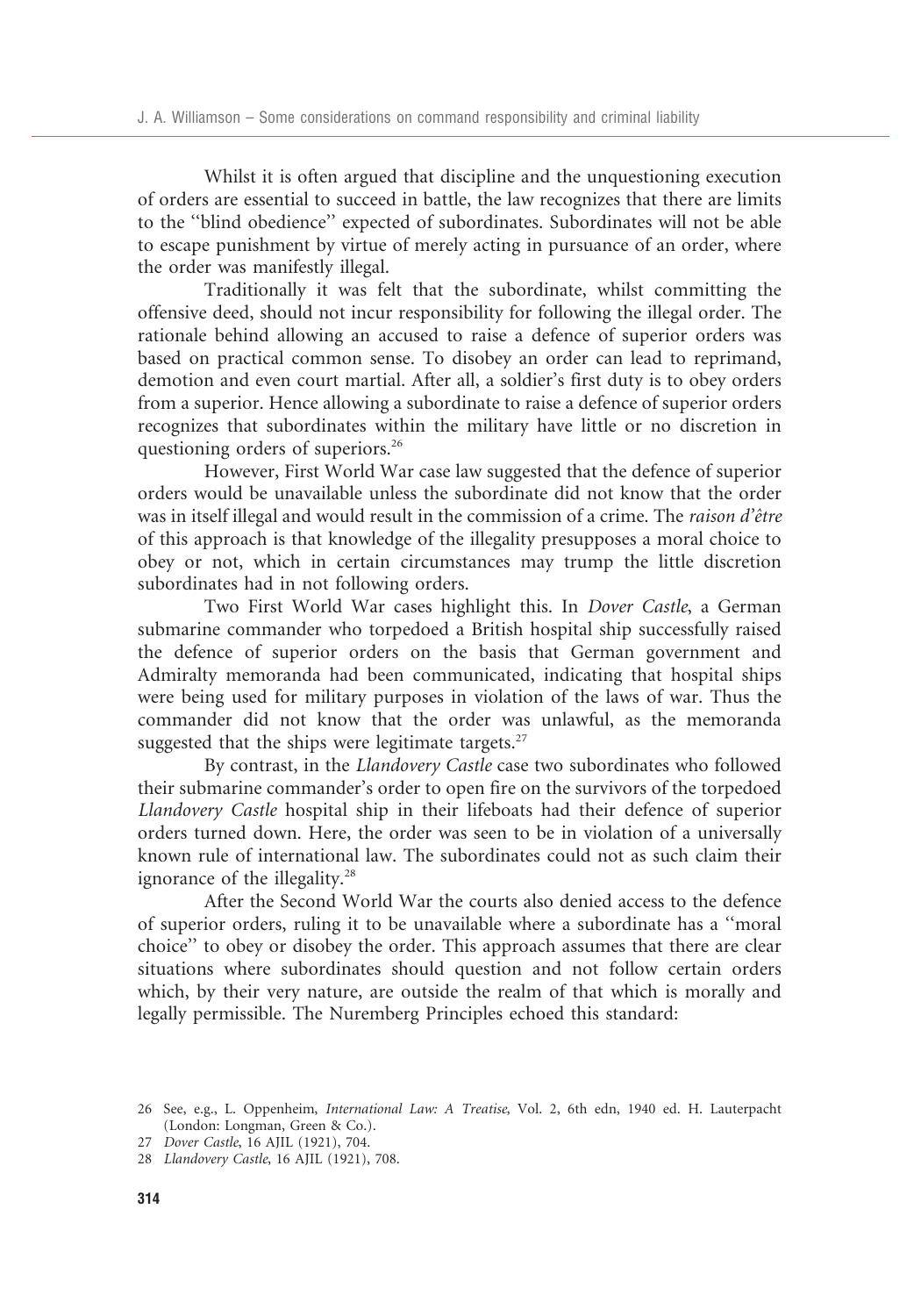Whilst it is often argued that discipline and the unquestioning execution of orders are essential to succeed in battle, the law recognizes that there are limits to the ''blind obedience'' expected of subordinates. Subordinates will not be able to escape punishment by virtue of merely acting in pursuance of an order, where the order was manifestly illegal.

Traditionally it was felt that the subordinate, whilst committing the offensive deed, should not incur responsibility for following the illegal order. The rationale behind allowing an accused to raise a defence of superior orders was based on practical common sense. To disobey an order can lead to reprimand, demotion and even court martial. After all, a soldier's first duty is to obey orders from a superior. Hence allowing a subordinate to raise a defence of superior orders recognizes that subordinates within the military have little or no discretion in questioning orders of superiors.[26]

However, First World War case law suggested that the defence of superior orders would be unavailable unless the subordinate did not know that the order was in itself illegal and would result in the commission of a crime. The *raison d'être* of this approach is that knowledge of the illegality presupposes a moral choice to obey or not, which in certain circumstances may trump the little discretion subordinates had in not following orders.

Two First World War cases highlight this. In *Dover Castle*, a German submarine commander who torpedoed a British hospital ship successfully raised the defence of superior orders on the basis that German government and Admiralty memoranda had been communicated, indicating that hospital ships were being used for military purposes in violation of the laws of war. Thus the commander did not know that the order was unlawful, as the memoranda suggested that the ships were legitimate targets.[27]

By contrast, in the *Llandovery Castle* case two subordinates who followed their submarine commander's order to open fire on the survivors of the torpedoed *Llandovery Castle* hospital ship in their lifeboats had their defence of superior orders turned down. Here, the order was seen to be in violation of a universally known rule of international law. The subordinates could not as such claim their ignorance of the illegality.[28]

After the Second World War the courts also denied access to the defence of superior orders, ruling it to be unavailable where a subordinate has a ''moral choice'' to obey or disobey the order. This approach assumes that there are clear situations where subordinates should question and not follow certain orders which, by their very nature, are outside the realm of that which is morally and legally permissible. The Nuremberg Principles echoed this standard:

26 See, e.g., L. Oppenheim, *International Law: A Treatise*, Vol. 2, 6th edn, 1940 ed. H. Lauterpacht (London: Longman, Green & Co.).

27 *Dover Castle*, 16 AJIL (1921), 704.

28 *Llandovery Castle*, 16 AJIL (1921), 708.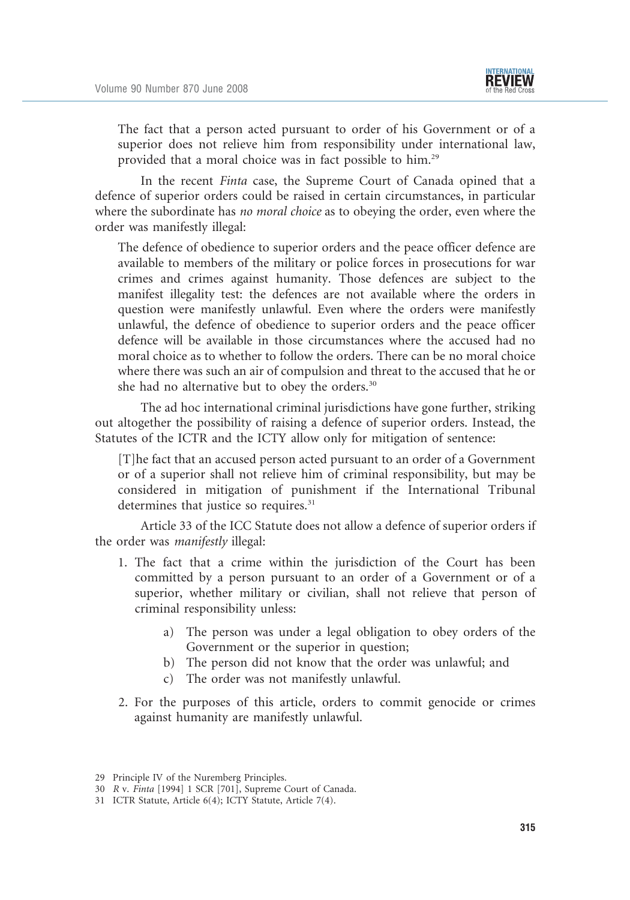> The fact that a person acted pursuant to order of his Government or of a superior does not relieve him from responsibility under international law, provided that a moral choice was in fact possible to him.[29]

In the recent *Finta* case, the Supreme Court of Canada opined that a defence of superior orders could be raised in certain circumstances, in particular where the subordinate has *no moral choice* as to obeying the order, even where the order was manifestly illegal:

> The defence of obedience to superior orders and the peace officer defence are available to members of the military or police forces in prosecutions for war crimes and crimes against humanity. Those defences are subject to the manifest illegality test: the defences are not available where the orders in question were manifestly unlawful. Even where the orders were manifestly unlawful, the defence of obedience to superior orders and the peace officer defence will be available in those circumstances where the accused had no moral choice as to whether to follow the orders. There can be no moral choice where there was such an air of compulsion and threat to the accused that he or she had no alternative but to obey the orders.[30]

The ad hoc international criminal jurisdictions have gone further, striking out altogether the possibility of raising a defence of superior orders. Instead, the Statutes of the ICTR and the ICTY allow only for mitigation of sentence:

> [T]he fact that an accused person acted pursuant to an order of a Government or of a superior shall not relieve him of criminal responsibility, but may be considered in mitigation of punishment if the International Tribunal determines that justice so requires.[31]

Article 33 of the ICC Statute does not allow a defence of superior orders if the order was *manifestly* illegal:

> 1. The fact that a crime within the jurisdiction of the Court has been committed by a person pursuant to an order of a Government or of a superior, whether military or civilian, shall not relieve that person of criminal responsibility unless:
>     a) The person was under a legal obligation to obey orders of the Government or the superior in question;
>     b) The person did not know that the order was unlawful; and
>     c) The order was not manifestly unlawful.
> 2. For the purposes of this article, orders to commit genocide or crimes against humanity are manifestly unlawful.

---

29 Principle IV of the Nuremberg Principles.

30 *R* v. *Finta* [1994] 1 SCR [701], Supreme Court of Canada.

31 ICTR Statute, Article 6(4); ICTY Statute, Article 7(4).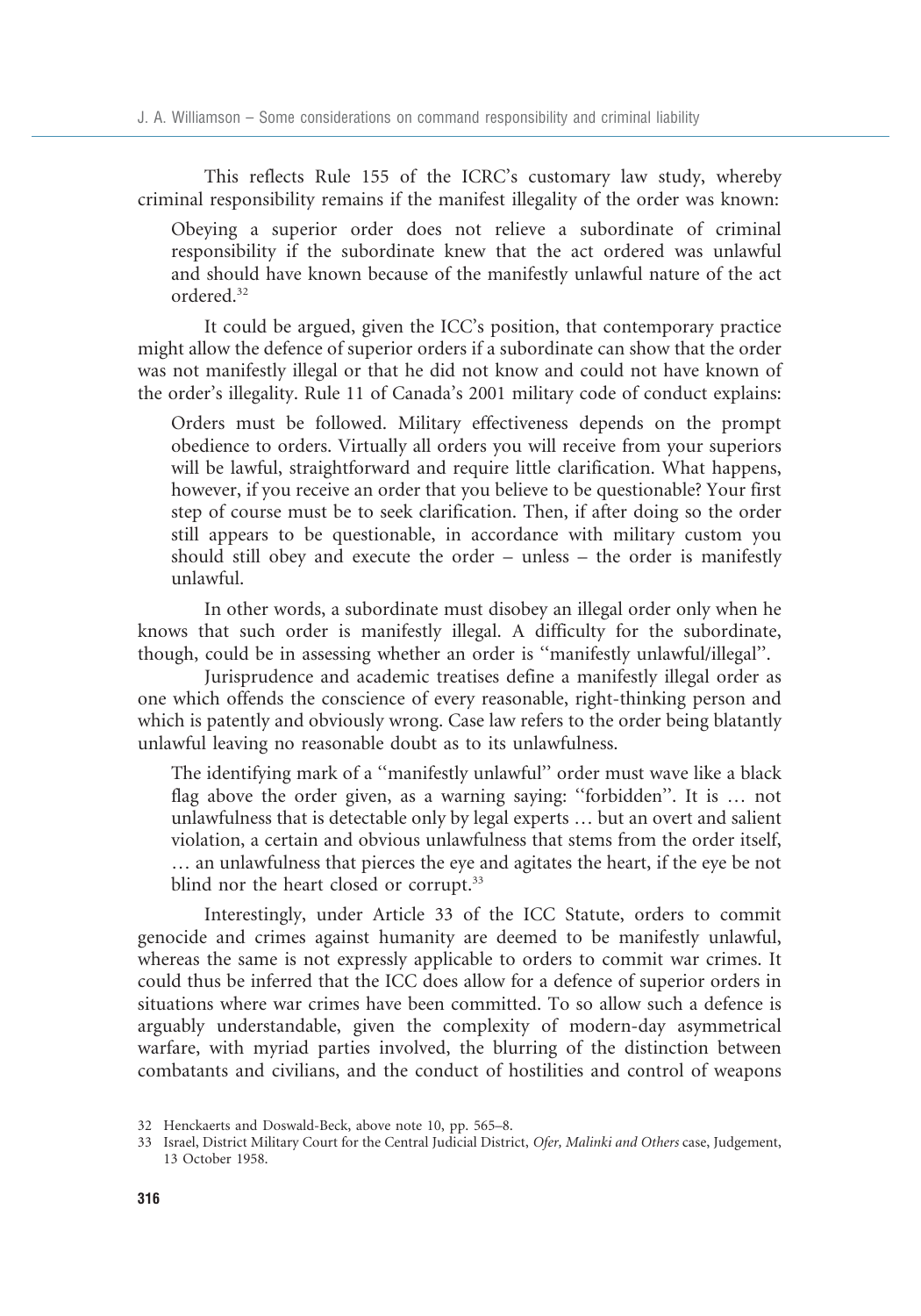This reflects Rule 155 of the ICRC's customary law study, whereby criminal responsibility remains if the manifest illegality of the order was known:

> Obeying a superior order does not relieve a subordinate of criminal responsibility if the subordinate knew that the act ordered was unlawful and should have known because of the manifestly unlawful nature of the act ordered.[32]

It could be argued, given the ICC's position, that contemporary practice might allow the defence of superior orders if a subordinate can show that the order was not manifestly illegal or that he did not know and could not have known of the order's illegality. Rule 11 of Canada's 2001 military code of conduct explains:

> Orders must be followed. Military effectiveness depends on the prompt obedience to orders. Virtually all orders you will receive from your superiors will be lawful, straightforward and require little clarification. What happens, however, if you receive an order that you believe to be questionable? Your first step of course must be to seek clarification. Then, if after doing so the order still appears to be questionable, in accordance with military custom you should still obey and execute the order – unless – the order is manifestly unlawful.

In other words, a subordinate must disobey an illegal order only when he knows that such order is manifestly illegal. A difficulty for the subordinate, though, could be in assessing whether an order is "manifestly unlawful/illegal".

Jurisprudence and academic treatises define a manifestly illegal order as one which offends the conscience of every reasonable, right-thinking person and which is patently and obviously wrong. Case law refers to the order being blatantly unlawful leaving no reasonable doubt as to its unlawfulness.

> The identifying mark of a "manifestly unlawful" order must wave like a black flag above the order given, as a warning saying: "forbidden". It is … not unlawfulness that is detectable only by legal experts … but an overt and salient violation, a certain and obvious unlawfulness that stems from the order itself, … an unlawfulness that pierces the eye and agitates the heart, if the eye be not blind nor the heart closed or corrupt.[33]

Interestingly, under Article 33 of the ICC Statute, orders to commit genocide and crimes against humanity are deemed to be manifestly unlawful, whereas the same is not expressly applicable to orders to commit war crimes. It could thus be inferred that the ICC does allow for a defence of superior orders in situations where war crimes have been committed. To so allow such a defence is arguably understandable, given the complexity of modern-day asymmetrical warfare, with myriad parties involved, the blurring of the distinction between combatants and civilians, and the conduct of hostilities and control of weapons

---

32 Henckaerts and Doswald-Beck, above note 10, pp. 565–8.

33 Israel, District Military Court for the Central Judicial District, *Ofer, Malinki and Others* case, Judgement, 13 October 1958.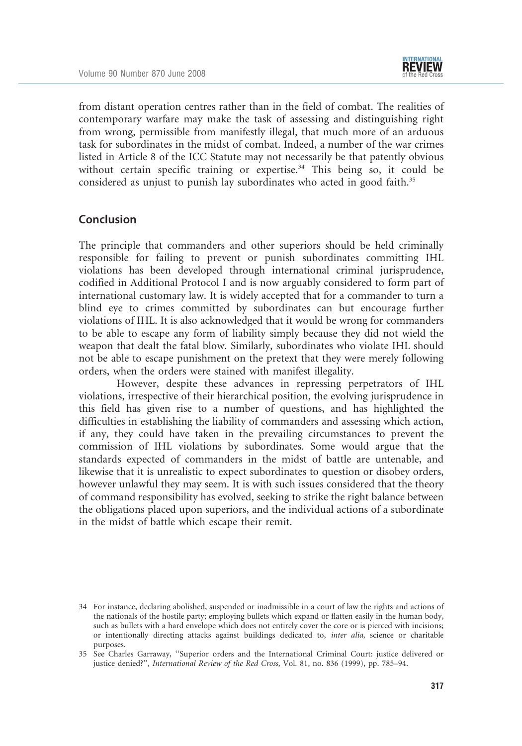from distant operation centres rather than in the field of combat. The realities of contemporary warfare may make the task of assessing and distinguishing right from wrong, permissible from manifestly illegal, that much more of an arduous task for subordinates in the midst of combat. Indeed, a number of the war crimes listed in Article 8 of the ICC Statute may not necessarily be that patently obvious without certain specific training or expertise.[34] This being so, it could be considered as unjust to punish lay subordinates who acted in good faith.[35]

## Conclusion

The principle that commanders and other superiors should be held criminally responsible for failing to prevent or punish subordinates committing IHL violations has been developed through international criminal jurisprudence, codified in Additional Protocol I and is now arguably considered to form part of international customary law. It is widely accepted that for a commander to turn a blind eye to crimes committed by subordinates can but encourage further violations of IHL. It is also acknowledged that it would be wrong for commanders to be able to escape any form of liability simply because they did not wield the weapon that dealt the fatal blow. Similarly, subordinates who violate IHL should not be able to escape punishment on the pretext that they were merely following orders, when the orders were stained with manifest illegality.

However, despite these advances in repressing perpetrators of IHL violations, irrespective of their hierarchical position, the evolving jurisprudence in this field has given rise to a number of questions, and has highlighted the difficulties in establishing the liability of commanders and assessing which action, if any, they could have taken in the prevailing circumstances to prevent the commission of IHL violations by subordinates. Some would argue that the standards expected of commanders in the midst of battle are untenable, and likewise that it is unrealistic to expect subordinates to question or disobey orders, however unlawful they may seem. It is with such issues considered that the theory of command responsibility has evolved, seeking to strike the right balance between the obligations placed upon superiors, and the individual actions of a subordinate in the midst of battle which escape their remit.

---

34 For instance, declaring abolished, suspended or inadmissible in a court of law the rights and actions of the nationals of the hostile party; employing bullets which expand or flatten easily in the human body, such as bullets with a hard envelope which does not entirely cover the core or is pierced with incisions; or intentionally directing attacks against buildings dedicated to, *inter alia*, science or charitable purposes.

35 See Charles Garraway, ''Superior orders and the International Criminal Court: justice delivered or justice denied?'', *International Review of the Red Cross*, Vol. 81, no. 836 (1999), pp. 785–94.